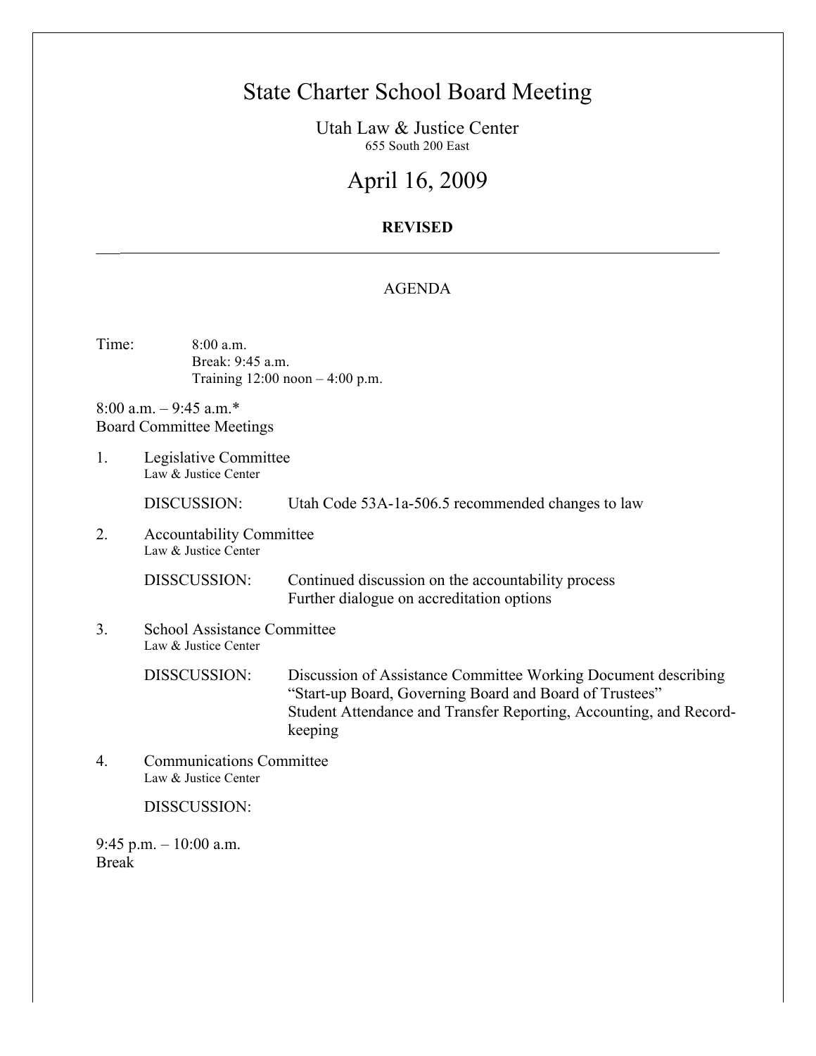# State Charter School Board Meeting

Utah Law & Justice Center
655 South 200 East

## April 16, 2009

**REVISED**

---

AGENDA

Time: 8:00 a.m.
Break: 9:45 a.m.
Training 12:00 noon – 4:00 p.m.

8:00 a.m. – 9:45 a.m.*
Board Committee Meetings

1. Legislative Committee
   Law & Justice Center

   DISCUSSION: Utah Code 53A-1a-506.5 recommended changes to law

2. Accountability Committee
   Law & Justice Center

   DISSCUSSION: Continued discussion on the accountability process
   Further dialogue on accreditation options

3. School Assistance Committee
   Law & Justice Center

   DISSCUSSION: Discussion of Assistance Committee Working Document describing "Start-up Board, Governing Board and Board of Trustees"
   Student Attendance and Transfer Reporting, Accounting, and Record-keeping

4. Communications Committee
   Law & Justice Center

   DISSCUSSION:

9:45 p.m. – 10:00 a.m.
Break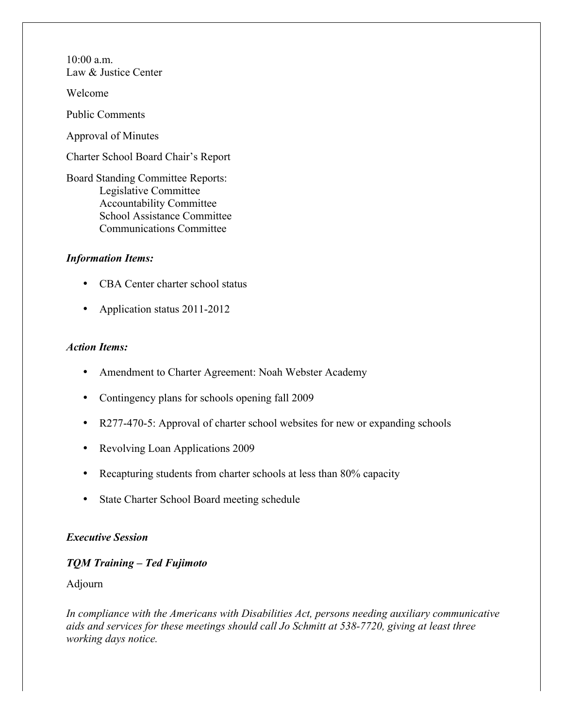10:00 a.m.
Law & Justice Center

Welcome

Public Comments

Approval of Minutes

Charter School Board Chair's Report

Board Standing Committee Reports:
- Legislative Committee
- Accountability Committee
- School Assistance Committee
- Communications Committee

***Information Items:***

- CBA Center charter school status
- Application status 2011-2012

***Action Items:***

- Amendment to Charter Agreement: Noah Webster Academy
- Contingency plans for schools opening fall 2009
- R277-470-5: Approval of charter school websites for new or expanding schools
- Revolving Loan Applications 2009
- Recapturing students from charter schools at less than 80% capacity
- State Charter School Board meeting schedule

***Executive Session***

***TQM Training – Ted Fujimoto***

Adjourn

*In compliance with the Americans with Disabilities Act, persons needing auxiliary communicative aids and services for these meetings should call Jo Schmitt at 538-7720, giving at least three working days notice.*